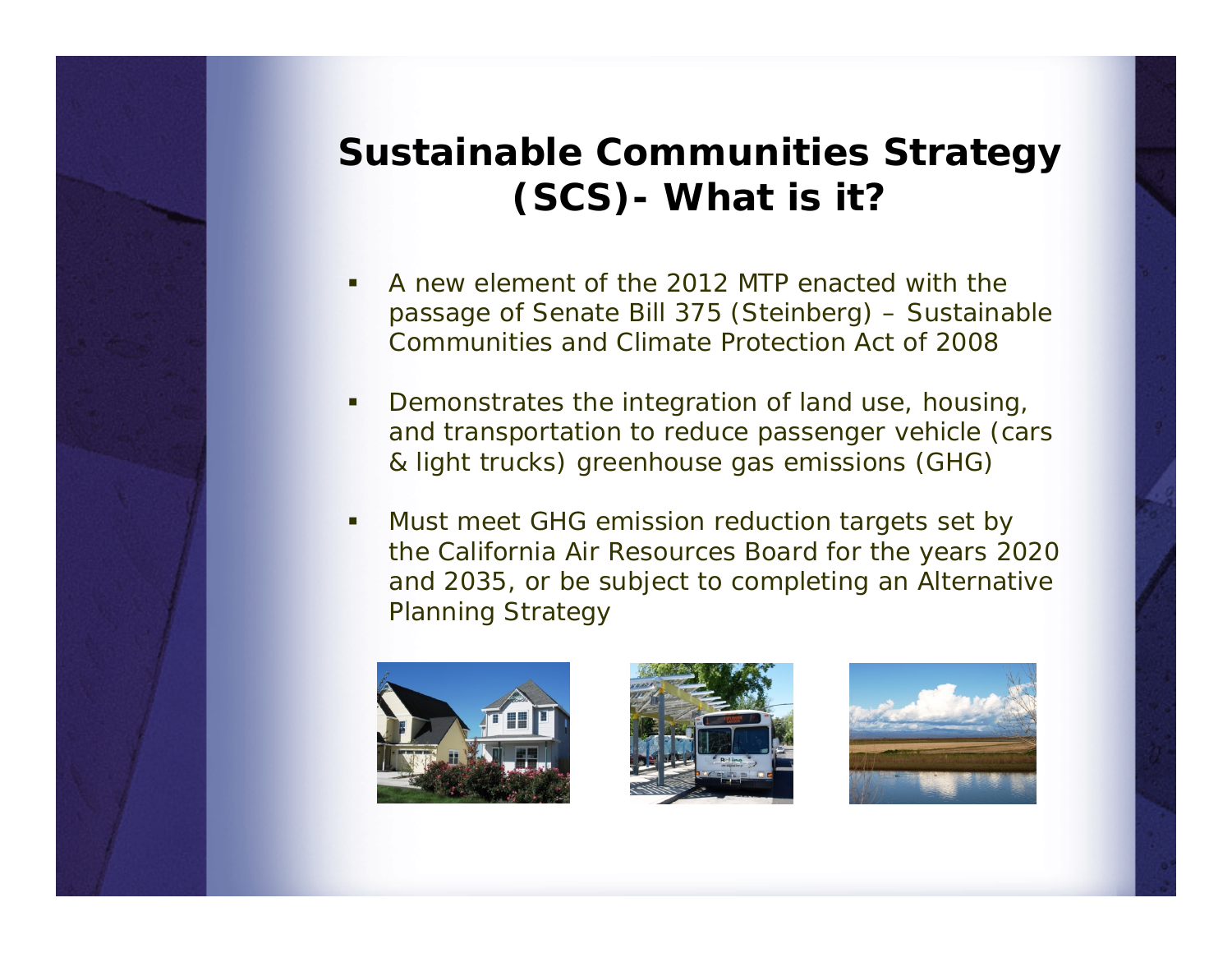# Sustainable Communities Strategy (SCS)- What is it?

- A new element of the 2012 MTP enacted with the passage of Senate Bill 375 (Steinberg) – Sustainable Communities and Climate Protection Act of 2008
- Demonstrates the integration of land use, housing, and transportation to reduce passenger vehicle (cars & light trucks) greenhouse gas emissions (GHG)
- Must meet GHG emission reduction targets set by the California Air Resources Board for the years 2020 and 2035, or be subject to completing an Alternative Planning Strategy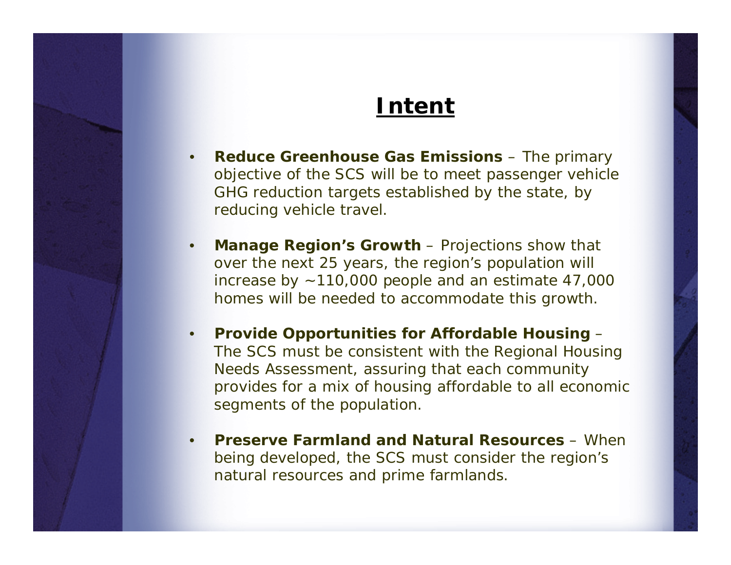# Intent

- **Reduce Greenhouse Gas Emissions** – The primary objective of the SCS will be to meet passenger vehicle GHG reduction targets established by the state, by reducing vehicle travel.
- **Manage Region's Growth** – Projections show that over the next 25 years, the region's population will increase by ~110,000 people and an estimate 47,000 homes will be needed to accommodate this growth.
- **Provide Opportunities for Affordable Housing** – The SCS must be consistent with the Regional Housing Needs Assessment, assuring that each community provides for a mix of housing affordable to all economic segments of the population.
- **Preserve Farmland and Natural Resources** – When being developed, the SCS must consider the region's natural resources and prime farmlands.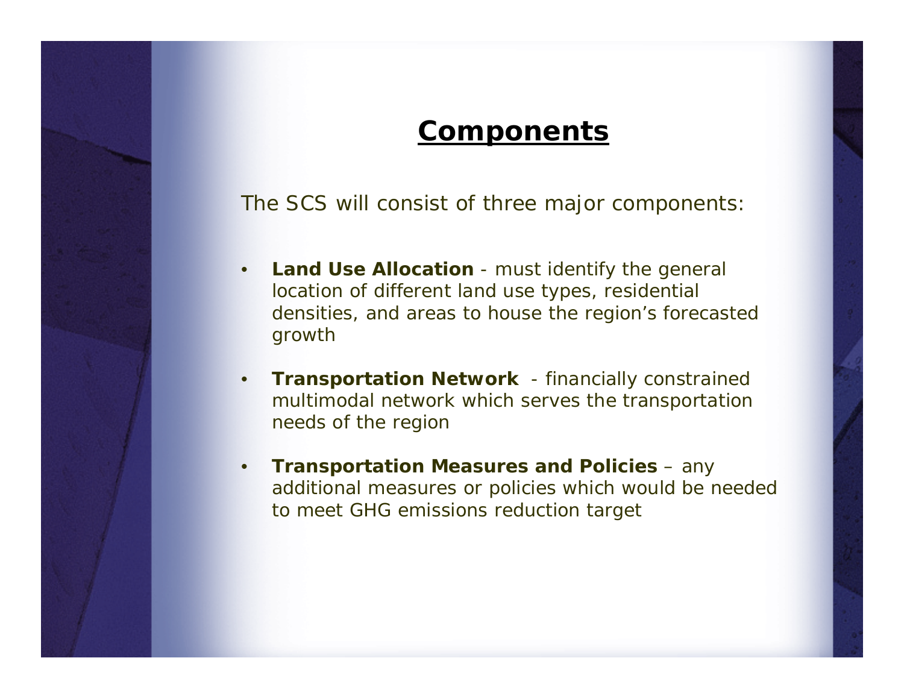# Components

The SCS will consist of three major components:

- **Land Use Allocation** - must identify the general location of different land use types, residential densities, and areas to house the region's forecasted growth
- **Transportation Network** - financially constrained multimodal network which serves the transportation needs of the region
- **Transportation Measures and Policies** – any additional measures or policies which would be needed to meet GHG emissions reduction target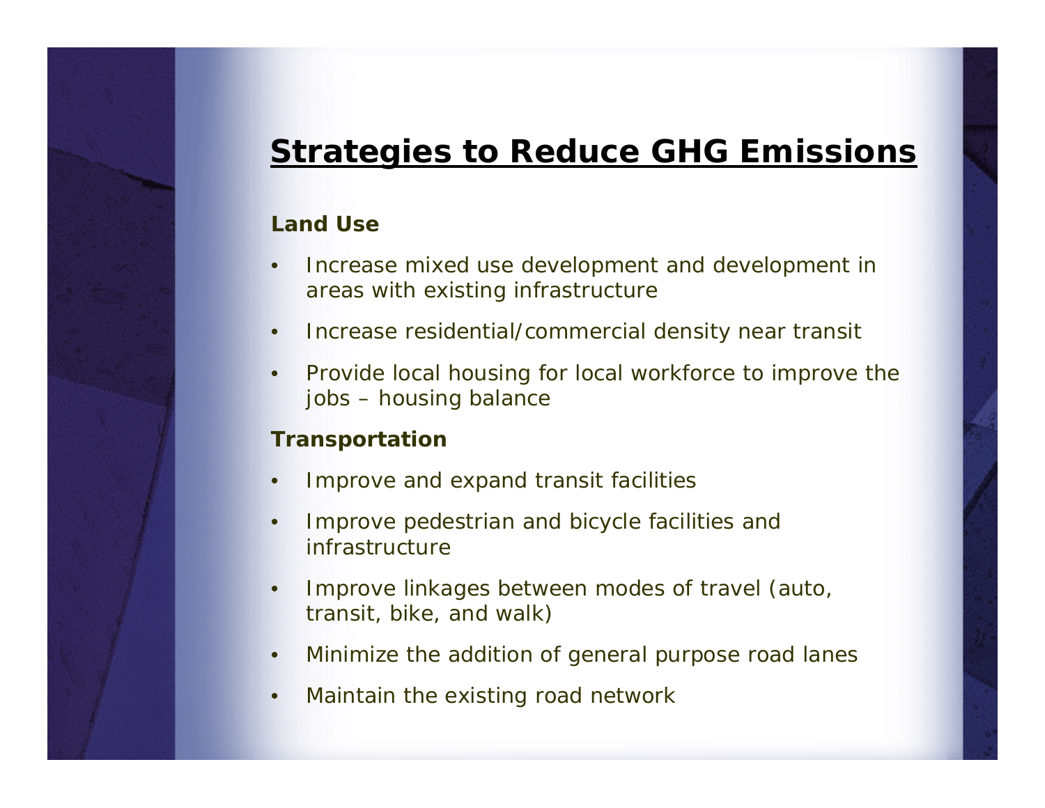# Strategies to Reduce GHG Emissions

**Land Use**

- Increase mixed use development and development in areas with existing infrastructure
- Increase residential/commercial density near transit
- Provide local housing for local workforce to improve the jobs – housing balance

**Transportation**

- Improve and expand transit facilities
- Improve pedestrian and bicycle facilities and infrastructure
- Improve linkages between modes of travel (auto, transit, bike, and walk)
- Minimize the addition of general purpose road lanes
- Maintain the existing road network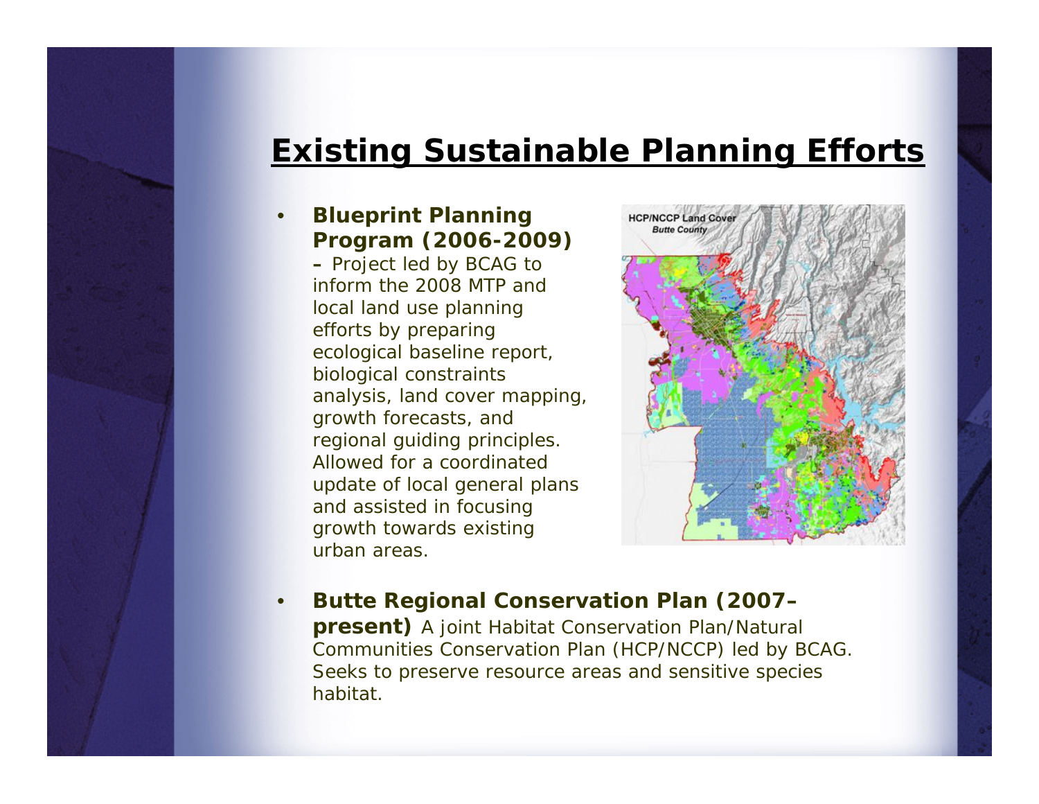# Existing Sustainable Planning Efforts

- **Blueprint Planning Program (2006-2009)** – Project led by BCAG to inform the 2008 MTP and local land use planning efforts by preparing ecological baseline report, biological constraints analysis, land cover mapping, growth forecasts, and regional guiding principles. Allowed for a coordinated update of local general plans and assisted in focusing growth towards existing urban areas.

- **Butte Regional Conservation Plan (2007–present)** A joint Habitat Conservation Plan/Natural Communities Conservation Plan (HCP/NCCP) led by BCAG. Seeks to preserve resource areas and sensitive species habitat.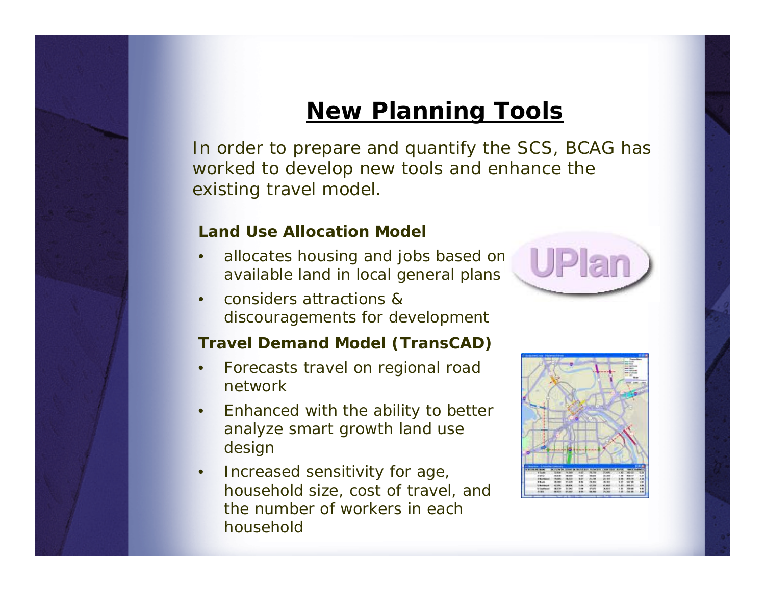# New Planning Tools

In order to prepare and quantify the SCS, BCAG has worked to develop new tools and enhance the existing travel model.

**Land Use Allocation Model**

- allocates housing and jobs based on available land in local general plans
- considers attractions & discouragements for development

**Travel Demand Model (TransCAD)**

- Forecasts travel on regional road network
- Enhanced with the ability to better analyze smart growth land use design
- Increased sensitivity for age, household size, cost of travel, and the number of workers in each household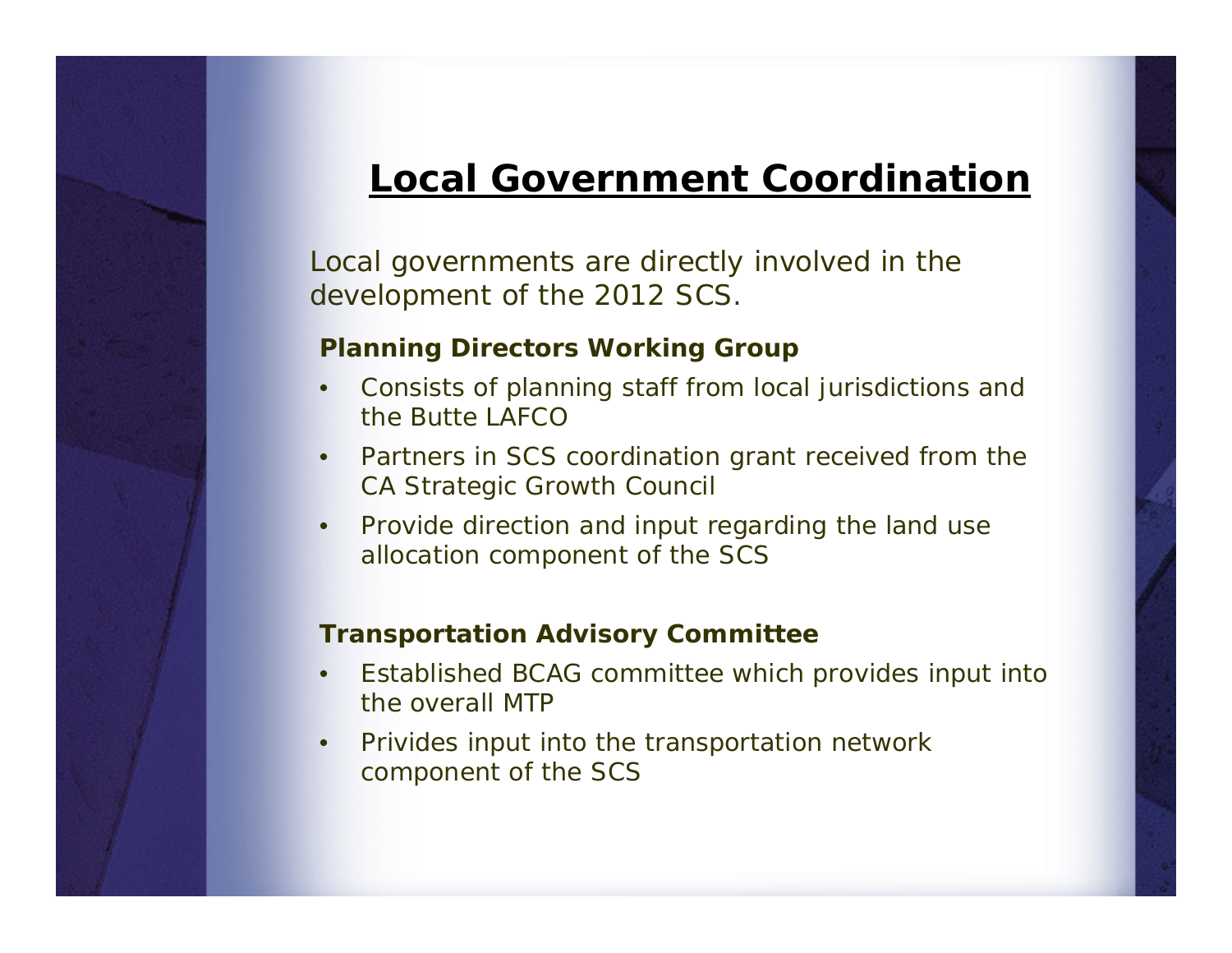# Local Government Coordination

Local governments are directly involved in the development of the 2012 SCS.

**Planning Directors Working Group**

- Consists of planning staff from local jurisdictions and the Butte LAFCO
- Partners in SCS coordination grant received from the CA Strategic Growth Council
- Provide direction and input regarding the land use allocation component of the SCS

**Transportation Advisory Committee**

- Established BCAG committee which provides input into the overall MTP
- Privides input into the transportation network component of the SCS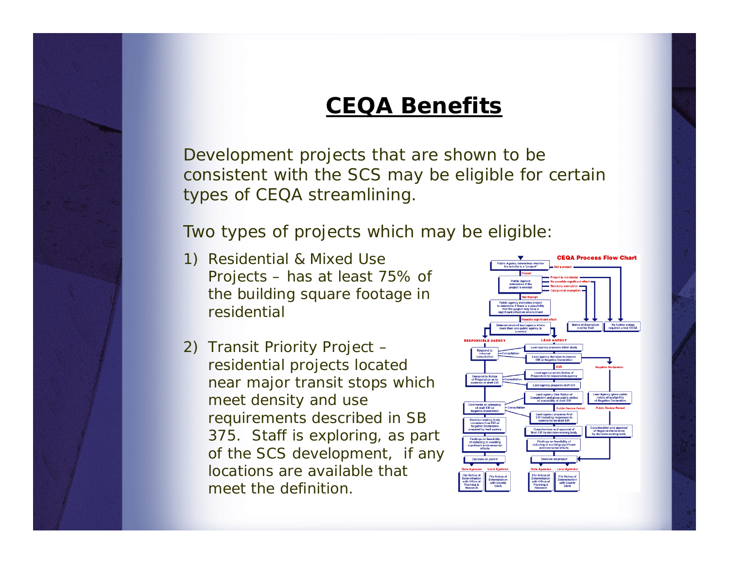# CEQA Benefits

Development projects that are shown to be consistent with the SCS may be eligible for certain types of CEQA streamlining.

Two types of projects which may be eligible:

1) Residential & Mixed Use Projects – has at least 75% of the building square footage in residential

2) Transit Priority Project – residential projects located near major transit stops which meet density and use requirements described in SB 375. Staff is exploring, as part of the SCS development, if any locations are available that meet the definition.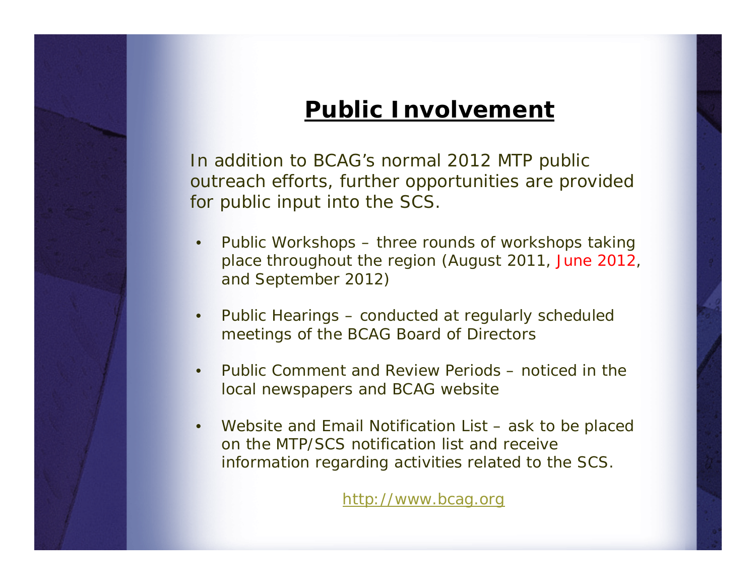# Public Involvement

In addition to BCAG's normal 2012 MTP public outreach efforts, further opportunities are provided for public input into the SCS.

- Public Workshops – three rounds of workshops taking place throughout the region (August 2011, June 2012, and September 2012)
- Public Hearings – conducted at regularly scheduled meetings of the BCAG Board of Directors
- Public Comment and Review Periods – noticed in the local newspapers and BCAG website
- Website and Email Notification List – ask to be placed on the MTP/SCS notification list and receive information regarding activities related to the SCS.

http://www.bcag.org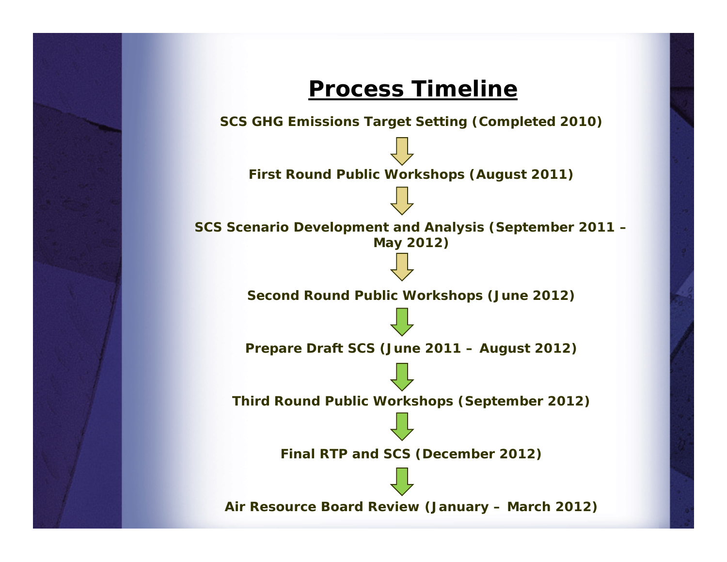# Process Timeline

**SCS GHG Emissions Target Setting (Completed 2010)**

↓

**First Round Public Workshops (August 2011)**

↓

**SCS Scenario Development and Analysis (September 2011 – May 2012)**

↓

**Second Round Public Workshops (June 2012)**

↓

**Prepare Draft SCS (June 2011 – August 2012)**

↓

**Third Round Public Workshops (September 2012)**

↓

**Final RTP and SCS (December 2012)**

↓

**Air Resource Board Review (January – March 2012)**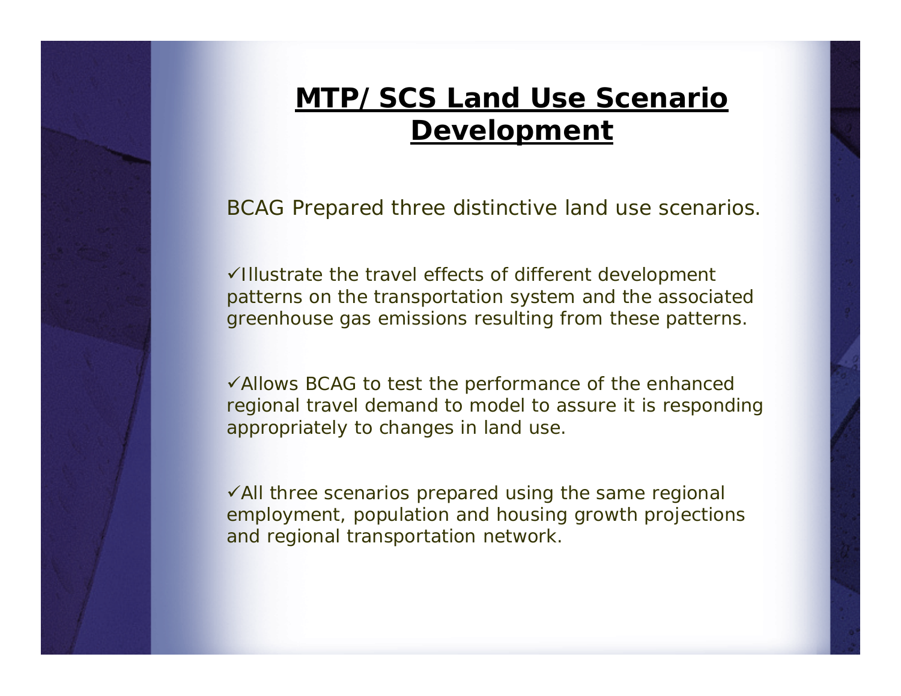# MTP/SCS Land Use Scenario Development

BCAG Prepared three distinctive land use scenarios.

✓Illustrate the travel effects of different development patterns on the transportation system and the associated greenhouse gas emissions resulting from these patterns.

✓Allows BCAG to test the performance of the enhanced regional travel demand to model to assure it is responding appropriately to changes in land use.

✓All three scenarios prepared using the same regional employment, population and housing growth projections and regional transportation network.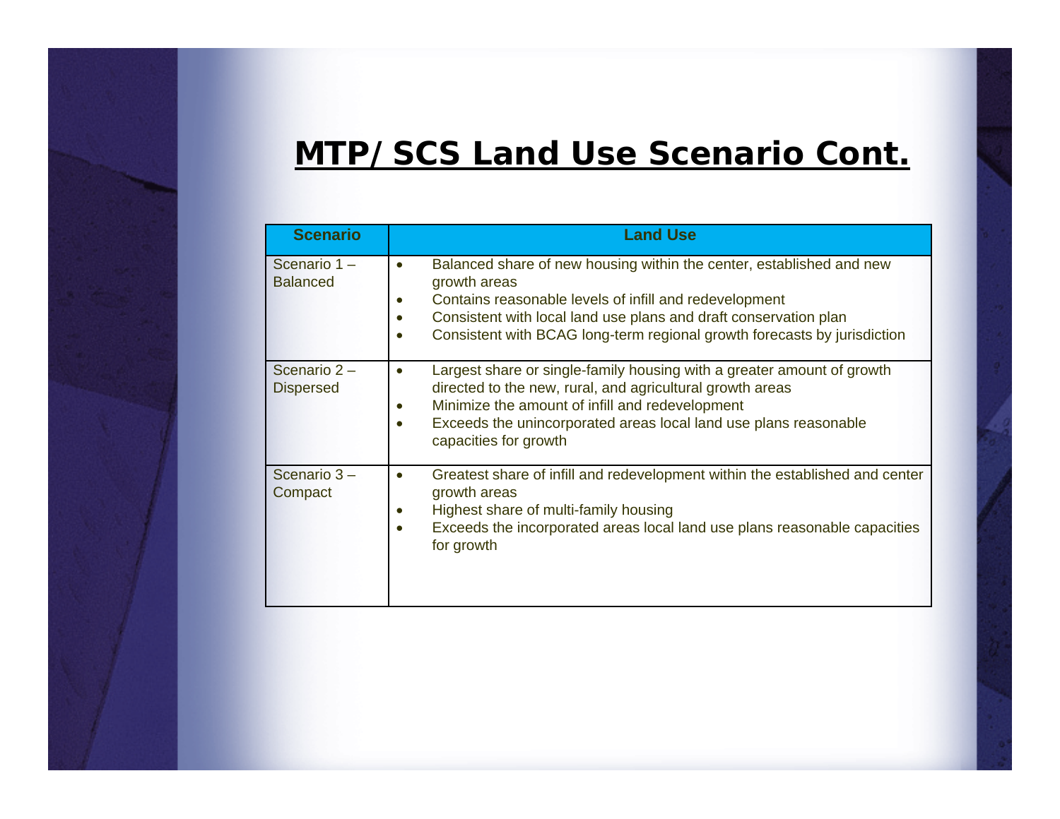# MTP/ SCS Land Use Scenario Cont.

| Scenario | Land Use |
|---|---|
| Scenario 1 – Balanced | • Balanced share of new housing within the center, established and new growth areas<br>• Contains reasonable levels of infill and redevelopment<br>• Consistent with local land use plans and draft conservation plan<br>• Consistent with BCAG long-term regional growth forecasts by jurisdiction |
| Scenario 2 – Dispersed | • Largest share or single-family housing with a greater amount of growth directed to the new, rural, and agricultural growth areas<br>• Minimize the amount of infill and redevelopment<br>• Exceeds the unincorporated areas local land use plans reasonable capacities for growth |
| Scenario 3 – Compact | • Greatest share of infill and redevelopment within the established and center growth areas<br>• Highest share of multi-family housing<br>• Exceeds the incorporated areas local land use plans reasonable capacities for growth |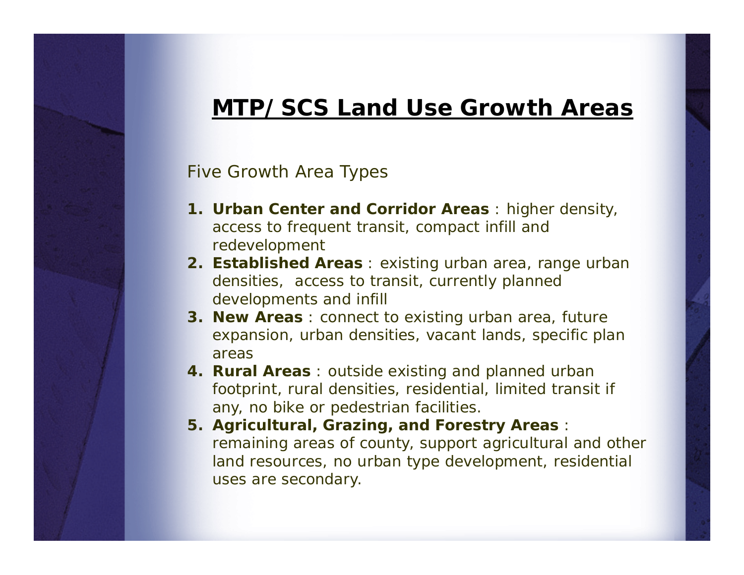# MTP/ SCS Land Use Growth Areas

Five Growth Area Types

1. **Urban Center and Corridor Areas** : higher density, access to frequent transit, compact infill and redevelopment
2. **Established Areas** : existing urban area, range urban densities, access to transit, currently planned developments and infill
3. **New Areas** : connect to existing urban area, future expansion, urban densities, vacant lands, specific plan areas
4. **Rural Areas** : outside existing and planned urban footprint, rural densities, residential, limited transit if any, no bike or pedestrian facilities.
5. **Agricultural, Grazing, and Forestry Areas** : remaining areas of county, support agricultural and other land resources, no urban type development, residential uses are secondary.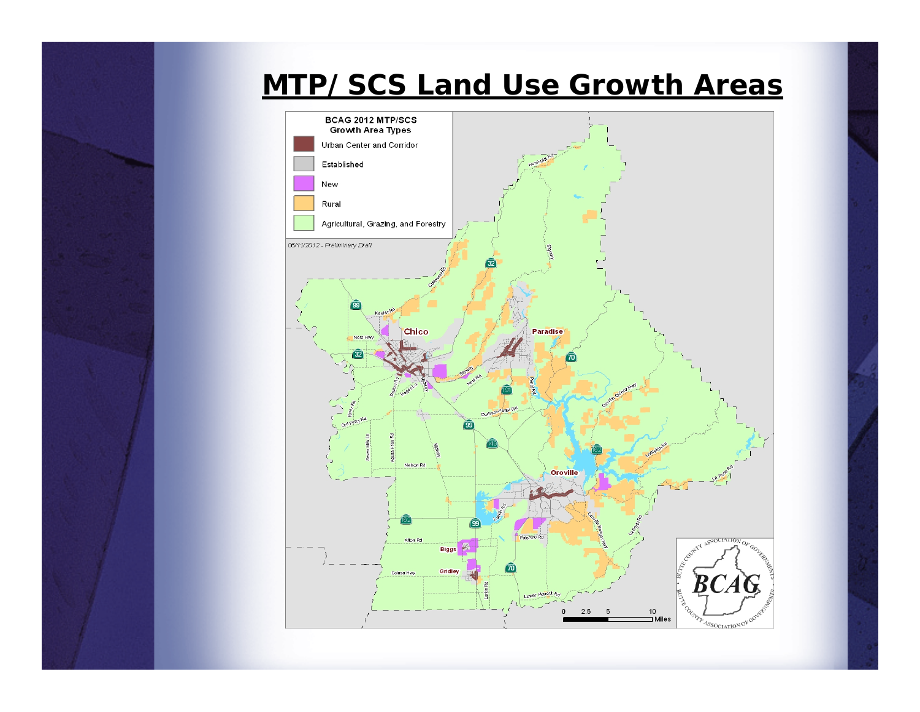# MTP/ SCS Land Use Growth Areas

**BCAG 2012 MTP/SCS Growth Area Types**

- Urban Center and Corridor
- Established
- New
- Rural
- Agricultural, Grazing, and Forestry

*06/11/2012 - Preliminary Draft*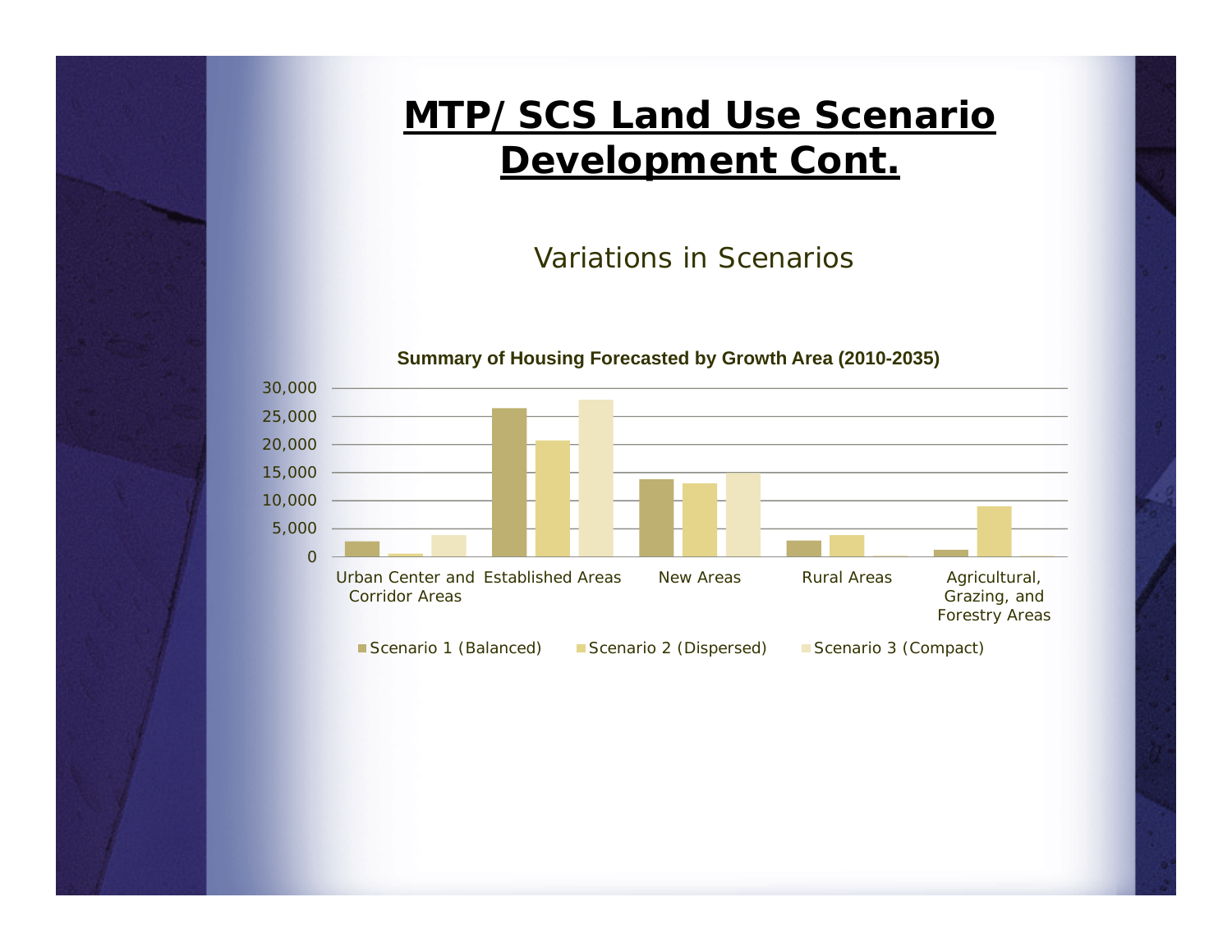# MTP/ SCS Land Use Scenario Development Cont.

Variations in Scenarios

**Summary of Housing Forecasted by Growth Area (2010-2035)**

30,000
25,000
20,000
15,000
10,000
5,000
0

Urban Center and Corridor Areas | Established Areas | New Areas | Rural Areas | Agricultural, Grazing, and Forestry Areas

Scenario 1 (Balanced) | Scenario 2 (Dispersed) | Scenario 3 (Compact)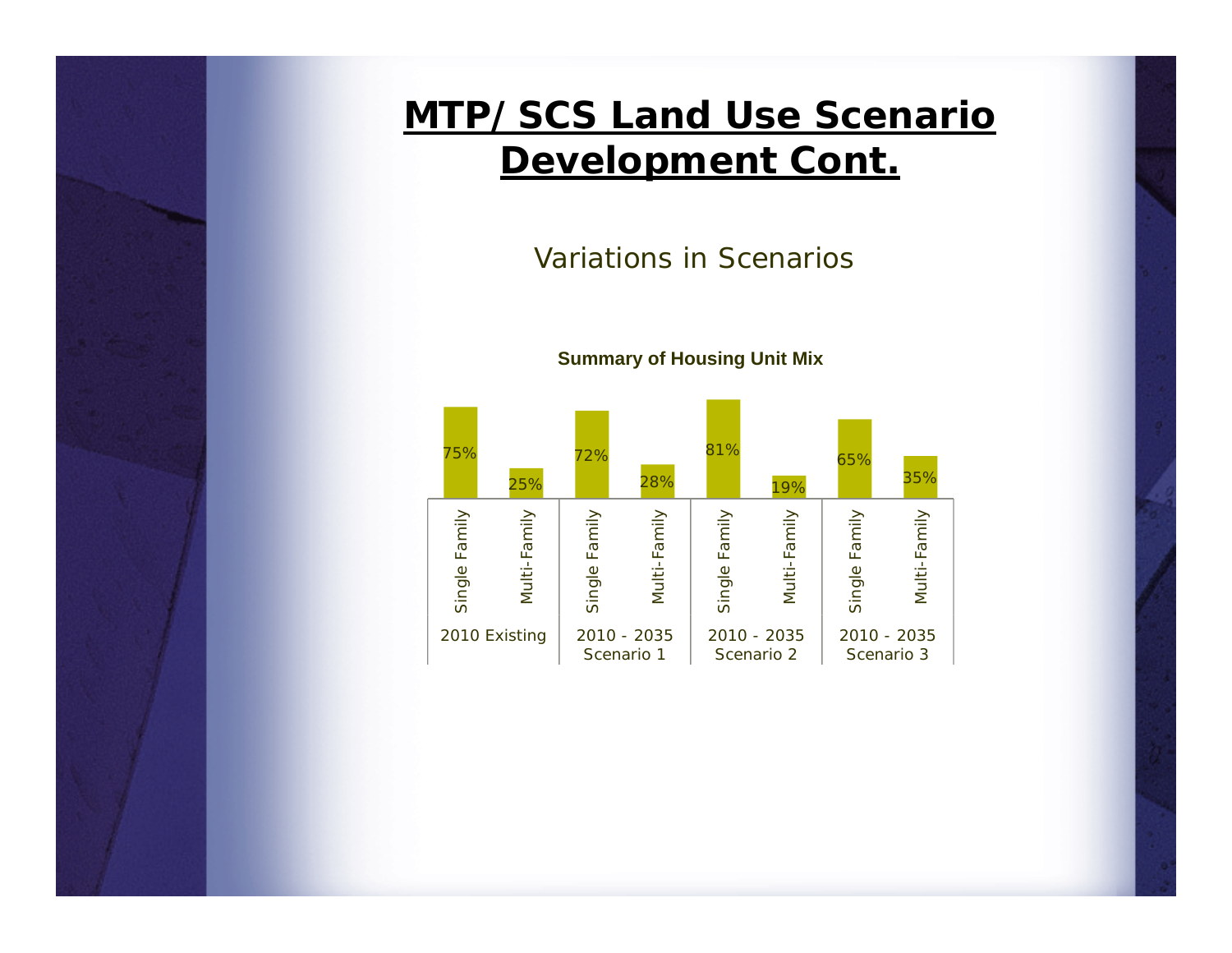# MTP/ SCS Land Use Scenario Development Cont.

Variations in Scenarios

**Summary of Housing Unit Mix**

| | 2010 Existing | 2010 - 2035 Scenario 1 | 2010 - 2035 Scenario 2 | 2010 - 2035 Scenario 3 |
|---|---|---|---|---|
| Single Family | 75% | 72% | 81% | 65% |
| Multi-Family | 25% | 28% | 19% | 35% |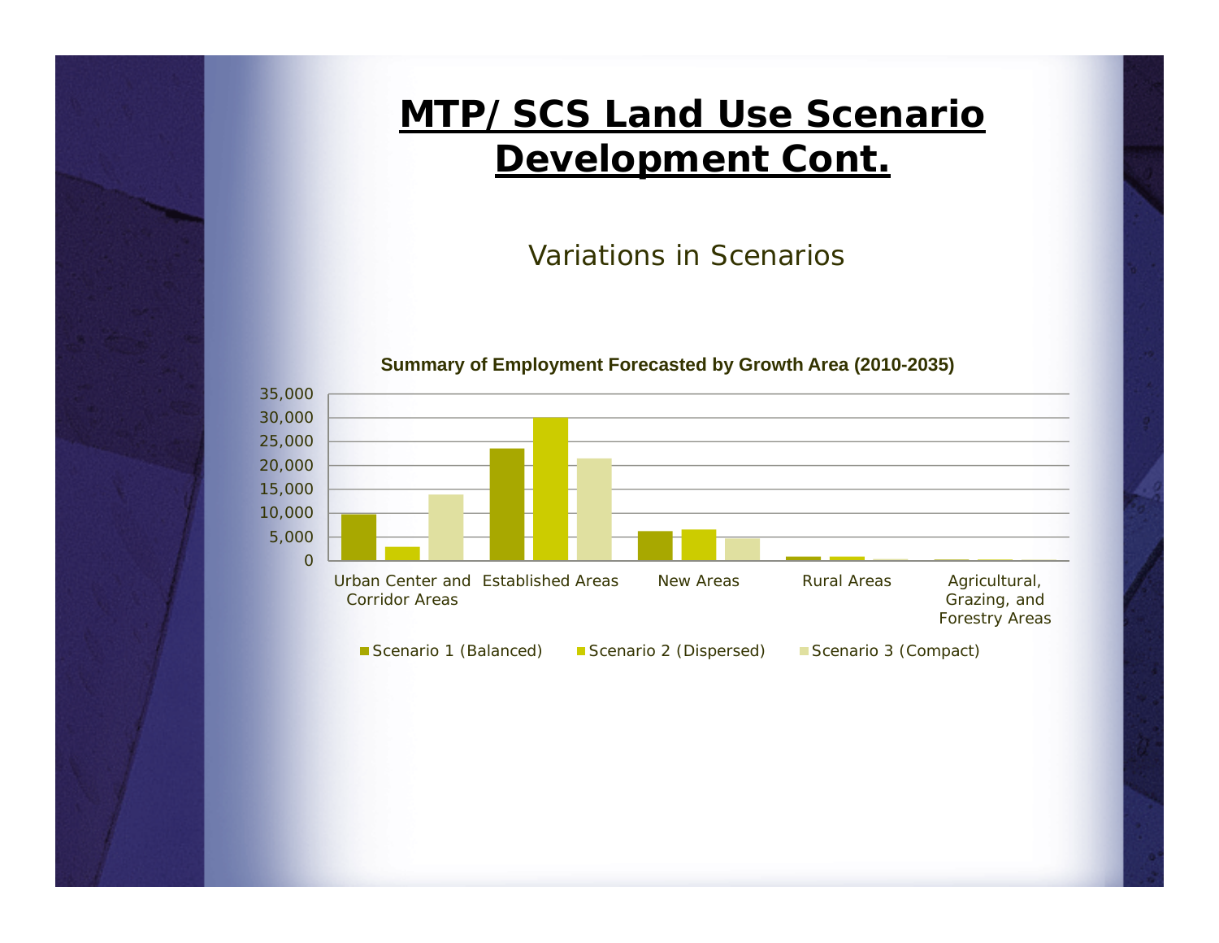# MTP/ SCS Land Use Scenario Development Cont.

Variations in Scenarios

**Summary of Employment Forecasted by Growth Area (2010-2035)**

35,000
30,000
25,000
20,000
15,000
10,000
5,000
0

Urban Center and Corridor Areas | Established Areas | New Areas | Rural Areas | Agricultural, Grazing, and Forestry Areas

Scenario 1 (Balanced) | Scenario 2 (Dispersed) | Scenario 3 (Compact)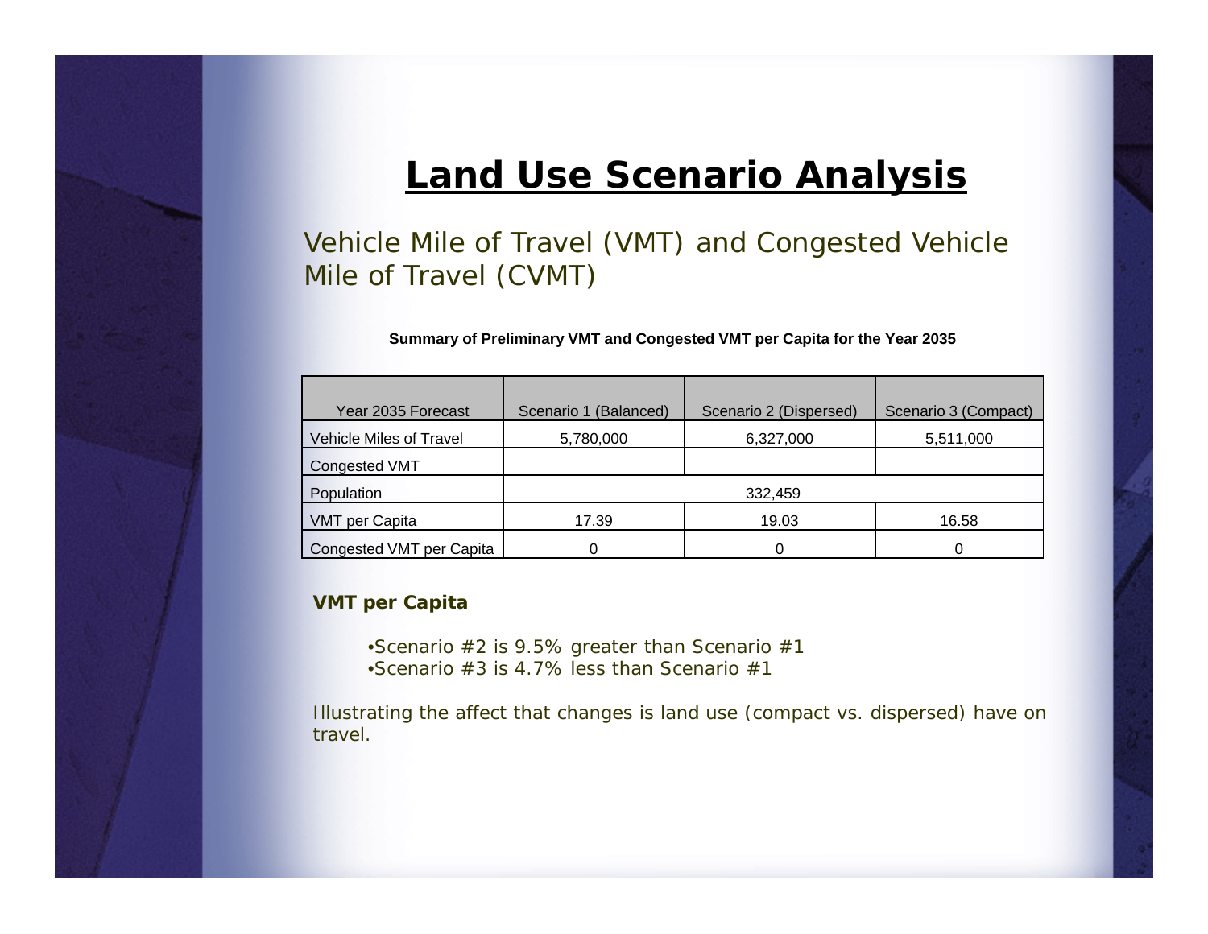# Land Use Scenario Analysis

## Vehicle Mile of Travel (VMT) and Congested Vehicle Mile of Travel (CVMT)

**Summary of Preliminary VMT and Congested VMT per Capita for the Year 2035**

| Year 2035 Forecast | Scenario 1 (Balanced) | Scenario 2 (Dispersed) | Scenario 3 (Compact) |
|---|---|---|---|
| Vehicle Miles of Travel | 5,780,000 | 6,327,000 | 5,511,000 |
| Congested VMT | | | |
| Population | 332,459 | | |
| VMT per Capita | 17.39 | 19.03 | 16.58 |
| Congested VMT per Capita | 0 | 0 | 0 |

**VMT per Capita**

- Scenario #2 is 9.5% greater than Scenario #1
- Scenario #3 is 4.7% less than Scenario #1

Illustrating the affect that changes is land use (compact vs. dispersed) have on travel.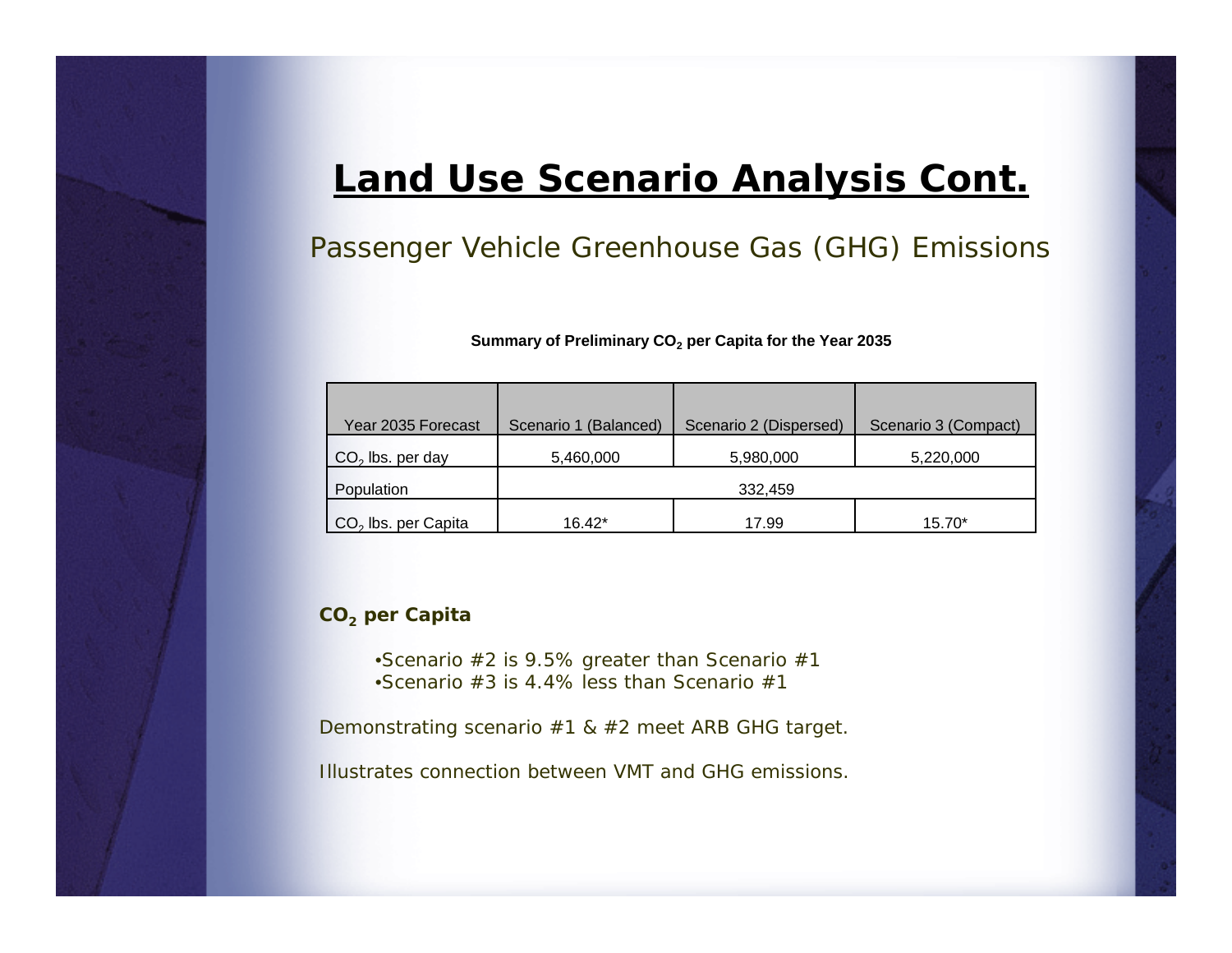# Land Use Scenario Analysis Cont.

## Passenger Vehicle Greenhouse Gas (GHG) Emissions

**Summary of Preliminary $CO_2$ per Capita for the Year 2035**

| Year 2035 Forecast | Scenario 1 (Balanced) | Scenario 2 (Dispersed) | Scenario 3 (Compact) |
|---|---|---|---|
| $CO_2$ lbs. per day | 5,460,000 | 5,980,000 | 5,220,000 |
| Population | 332,459 | | |
| $CO_2$ lbs. per Capita | 16.42* | 17.99 | 15.70* |

**$CO_2$ per Capita**

- Scenario #2 is 9.5% greater than Scenario #1
- Scenario #3 is 4.4% less than Scenario #1

Demonstrating scenario #1 & #2 meet ARB GHG target.

Illustrates connection between VMT and GHG emissions.